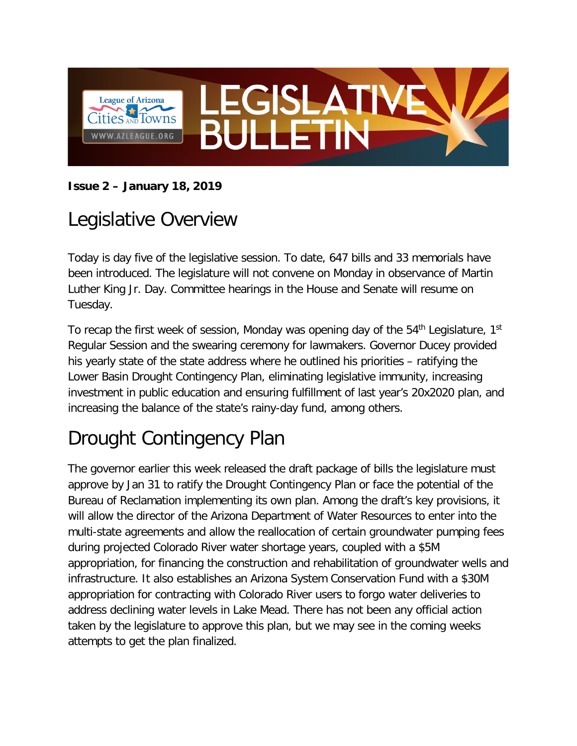# LEGISLATIVE BULLETIN

League of Arizona Cities and Towns
WWW.AZLEAGUE.ORG

**Issue 2 – January 18, 2019**

## Legislative Overview

Today is day five of the legislative session. To date, 647 bills and 33 memorials have been introduced. The legislature will not convene on Monday in observance of Martin Luther King Jr. Day. Committee hearings in the House and Senate will resume on Tuesday.

To recap the first week of session, Monday was opening day of the 54th Legislature, 1st Regular Session and the swearing ceremony for lawmakers. Governor Ducey provided his yearly state of the state address where he outlined his priorities – ratifying the Lower Basin Drought Contingency Plan, eliminating legislative immunity, increasing investment in public education and ensuring fulfillment of last year's 20x2020 plan, and increasing the balance of the state's rainy-day fund, among others.

## Drought Contingency Plan

The governor earlier this week released the draft package of bills the legislature must approve by Jan 31 to ratify the Drought Contingency Plan or face the potential of the Bureau of Reclamation implementing its own plan. Among the draft's key provisions, it will allow the director of the Arizona Department of Water Resources to enter into the multi-state agreements and allow the reallocation of certain groundwater pumping fees during projected Colorado River water shortage years, coupled with a $5M appropriation, for financing the construction and rehabilitation of groundwater wells and infrastructure. It also establishes an Arizona System Conservation Fund with a $30M appropriation for contracting with Colorado River users to forgo water deliveries to address declining water levels in Lake Mead. There has not been any official action taken by the legislature to approve this plan, but we may see in the coming weeks attempts to get the plan finalized.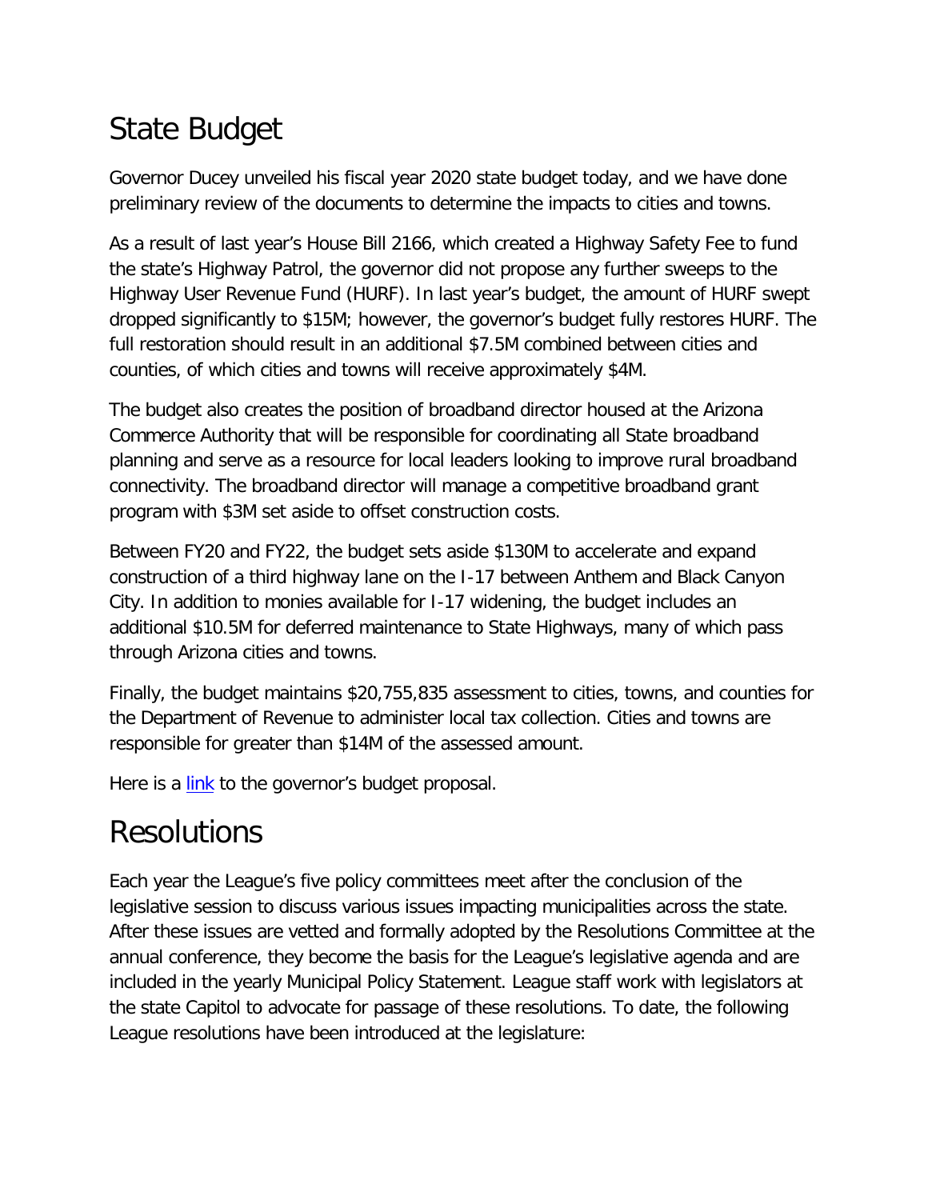# State Budget

Governor Ducey unveiled his fiscal year 2020 state budget today, and we have done preliminary review of the documents to determine the impacts to cities and towns.

As a result of last year's House Bill 2166, which created a Highway Safety Fee to fund the state's Highway Patrol, the governor did not propose any further sweeps to the Highway User Revenue Fund (HURF). In last year's budget, the amount of HURF swept dropped significantly to $15M; however, the governor's budget fully restores HURF. The full restoration should result in an additional $7.5M combined between cities and counties, of which cities and towns will receive approximately $4M.

The budget also creates the position of broadband director housed at the Arizona Commerce Authority that will be responsible for coordinating all State broadband planning and serve as a resource for local leaders looking to improve rural broadband connectivity. The broadband director will manage a competitive broadband grant program with $3M set aside to offset construction costs.

Between FY20 and FY22, the budget sets aside $130M to accelerate and expand construction of a third highway lane on the I-17 between Anthem and Black Canyon City. In addition to monies available for I-17 widening, the budget includes an additional $10.5M for deferred maintenance to State Highways, many of which pass through Arizona cities and towns.

Finally, the budget maintains $20,755,835 assessment to cities, towns, and counties for the Department of Revenue to administer local tax collection. Cities and towns are responsible for greater than $14M of the assessed amount.

Here is a link to the governor's budget proposal.

# Resolutions

Each year the League's five policy committees meet after the conclusion of the legislative session to discuss various issues impacting municipalities across the state. After these issues are vetted and formally adopted by the Resolutions Committee at the annual conference, they become the basis for the League's legislative agenda and are included in the yearly Municipal Policy Statement. League staff work with legislators at the state Capitol to advocate for passage of these resolutions. To date, the following League resolutions have been introduced at the legislature: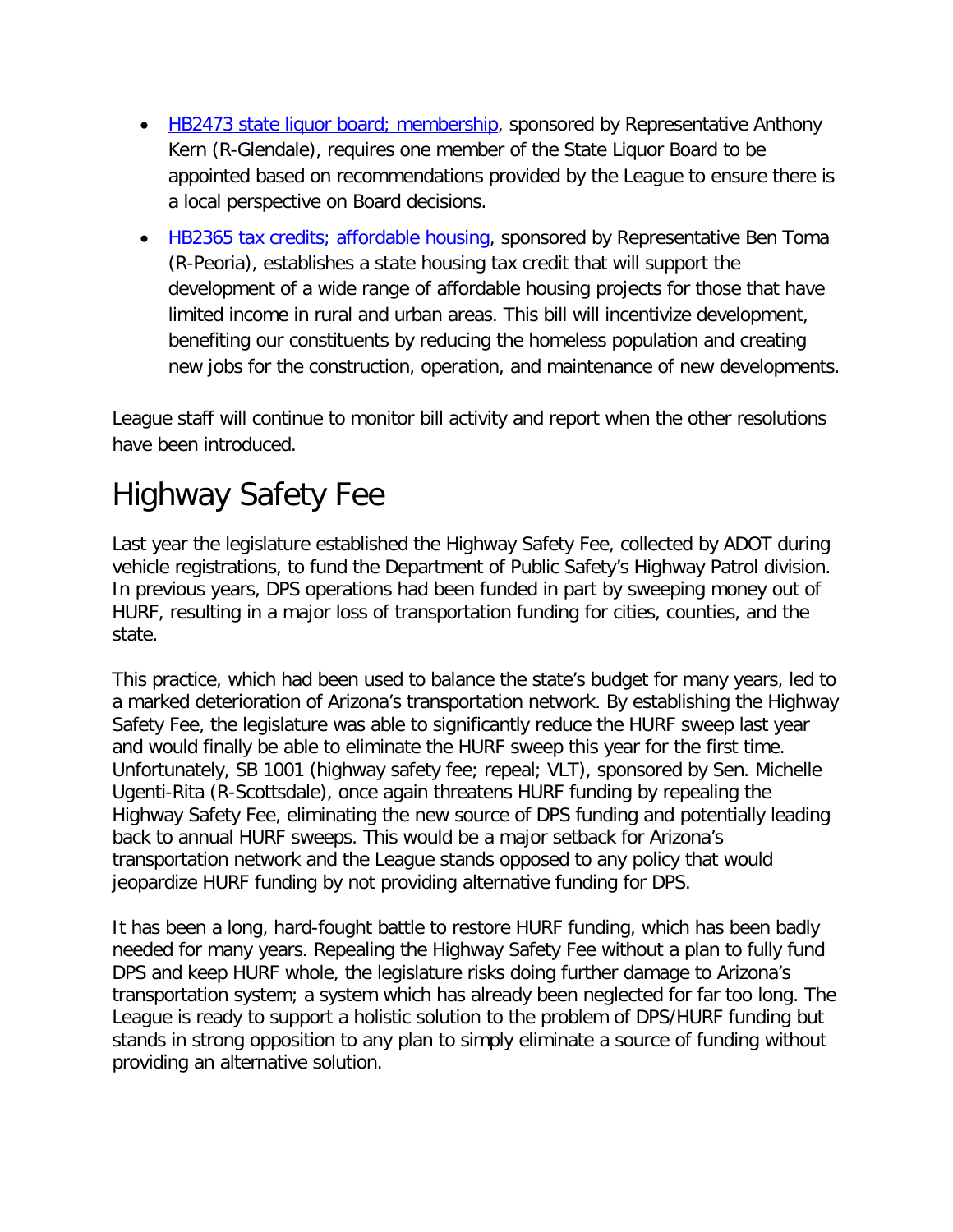- [HB2473 state liquor board; membership](), sponsored by Representative Anthony Kern (R-Glendale), requires one member of the State Liquor Board to be appointed based on recommendations provided by the League to ensure there is a local perspective on Board decisions.
- [HB2365 tax credits; affordable housing](), sponsored by Representative Ben Toma (R-Peoria), establishes a state housing tax credit that will support the development of a wide range of affordable housing projects for those that have limited income in rural and urban areas. This bill will incentivize development, benefiting our constituents by reducing the homeless population and creating new jobs for the construction, operation, and maintenance of new developments.

League staff will continue to monitor bill activity and report when the other resolutions have been introduced.

# Highway Safety Fee

Last year the legislature established the Highway Safety Fee, collected by ADOT during vehicle registrations, to fund the Department of Public Safety's Highway Patrol division. In previous years, DPS operations had been funded in part by sweeping money out of HURF, resulting in a major loss of transportation funding for cities, counties, and the state.

This practice, which had been used to balance the state's budget for many years, led to a marked deterioration of Arizona's transportation network. By establishing the Highway Safety Fee, the legislature was able to significantly reduce the HURF sweep last year and would finally be able to eliminate the HURF sweep this year for the first time. Unfortunately, SB 1001 (highway safety fee; repeal; VLT), sponsored by Sen. Michelle Ugenti-Rita (R-Scottsdale), once again threatens HURF funding by repealing the Highway Safety Fee, eliminating the new source of DPS funding and potentially leading back to annual HURF sweeps. This would be a major setback for Arizona's transportation network and the League stands opposed to any policy that would jeopardize HURF funding by not providing alternative funding for DPS.

It has been a long, hard-fought battle to restore HURF funding, which has been badly needed for many years. Repealing the Highway Safety Fee without a plan to fully fund DPS and keep HURF whole, the legislature risks doing further damage to Arizona's transportation system; a system which has already been neglected for far too long. The League is ready to support a holistic solution to the problem of DPS/HURF funding but stands in strong opposition to any plan to simply eliminate a source of funding without providing an alternative solution.